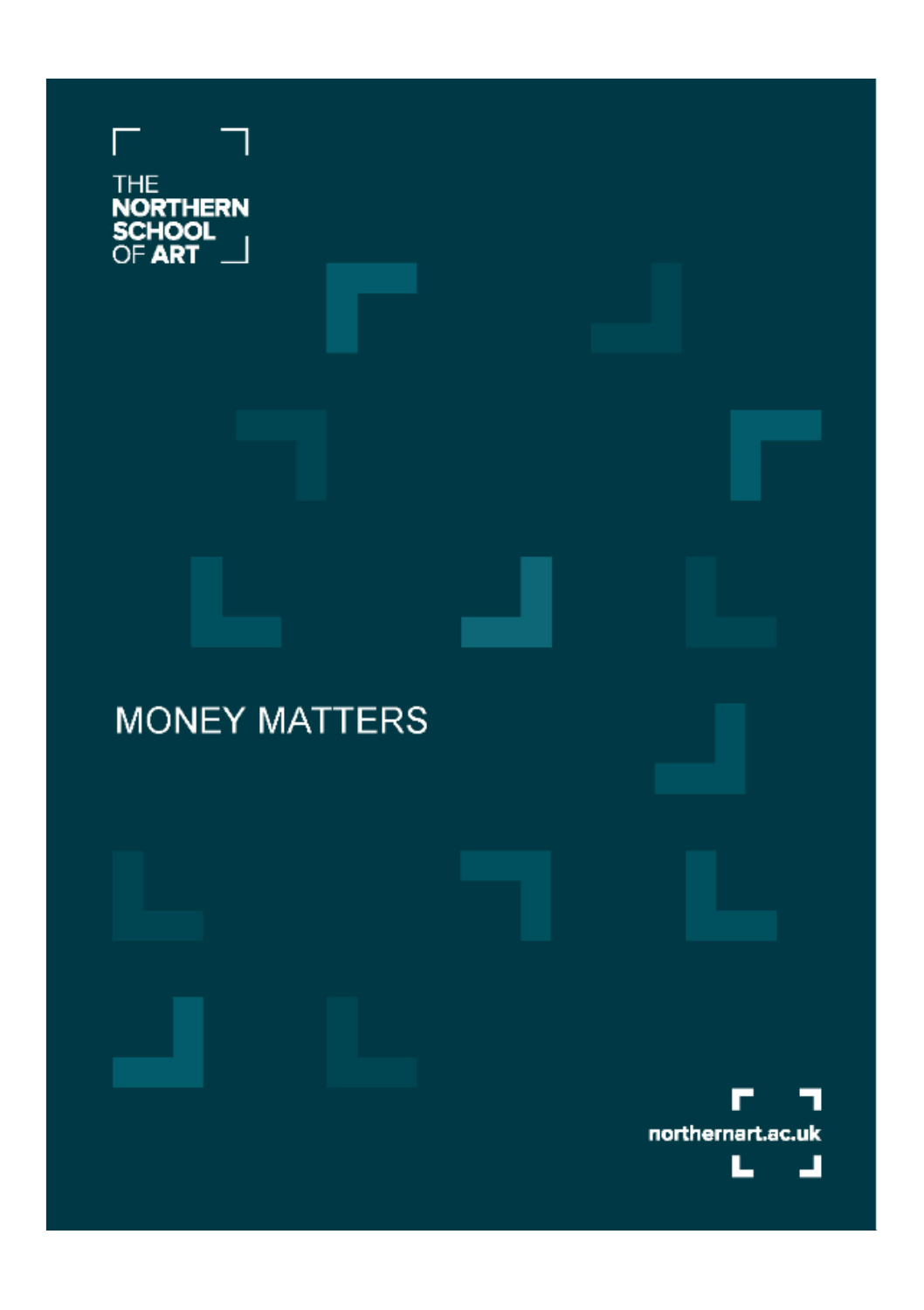THE NORTHERN SCHOOL OF ART

# MONEY MATTERS

northernart.ac.uk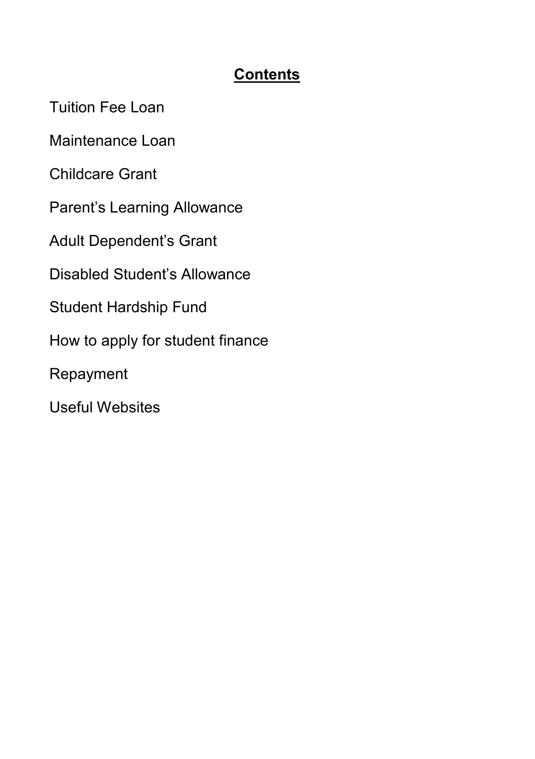## Contents

Tuition Fee Loan

Maintenance Loan

Childcare Grant

Parent's Learning Allowance

Adult Dependent's Grant

Disabled Student's Allowance

Student Hardship Fund

How to apply for student finance

Repayment

Useful Websites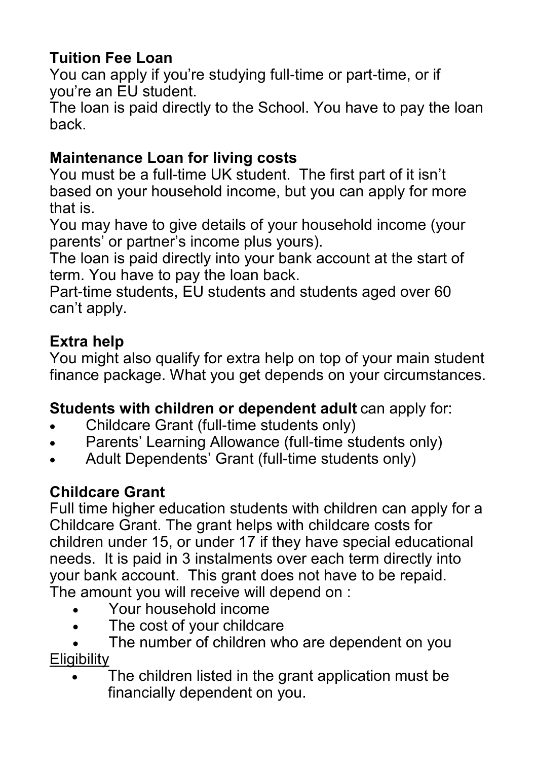**Tuition Fee Loan**
You can apply if you're studying full-time or part-time, or if you're an EU student.
The loan is paid directly to the School. You have to pay the loan back.

**Maintenance Loan for living costs**
You must be a full-time UK student. The first part of it isn't based on your household income, but you can apply for more that is.
You may have to give details of your household income (your parents' or partner's income plus yours).
The loan is paid directly into your bank account at the start of term. You have to pay the loan back.
Part-time students, EU students and students aged over 60 can't apply.

**Extra help**
You might also qualify for extra help on top of your main student finance package. What you get depends on your circumstances.

**Students with children or dependent adult** can apply for:

- Childcare Grant (full-time students only)
- Parents' Learning Allowance (full-time students only)
- Adult Dependents' Grant (full-time students only)

**Childcare Grant**
Full time higher education students with children can apply for a Childcare Grant. The grant helps with childcare costs for children under 15, or under 17 if they have special educational needs. It is paid in 3 instalments over each term directly into your bank account. This grant does not have to be repaid.
The amount you will receive will depend on :

- Your household income
- The cost of your childcare
- The number of children who are dependent on you

Eligibility

- The children listed in the grant application must be financially dependent on you.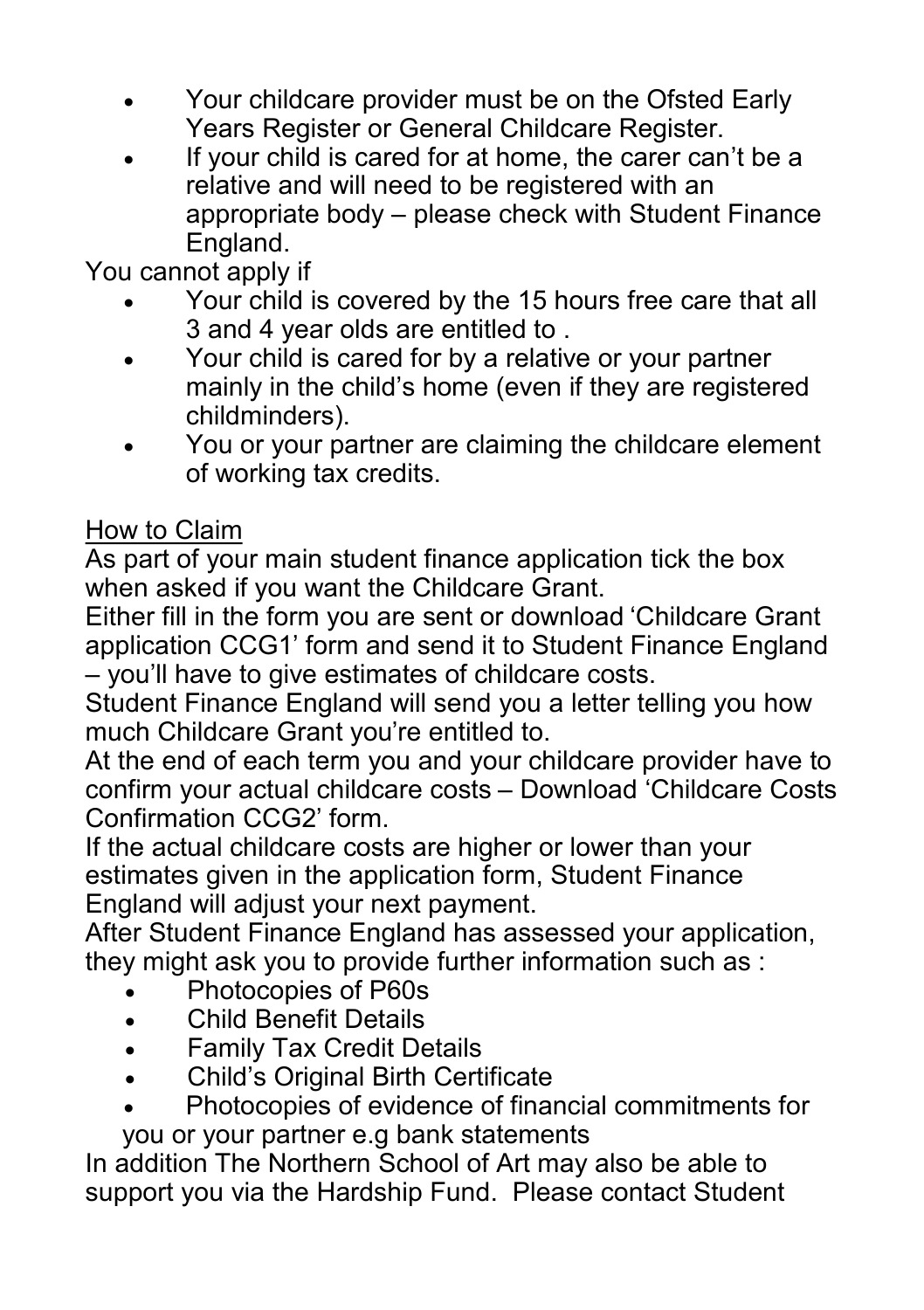- Your childcare provider must be on the Ofsted Early Years Register or General Childcare Register.
- If your child is cared for at home, the carer can't be a relative and will need to be registered with an appropriate body – please check with Student Finance England.

You cannot apply if

- Your child is covered by the 15 hours free care that all 3 and 4 year olds are entitled to .
- Your child is cared for by a relative or your partner mainly in the child's home (even if they are registered childminders).
- You or your partner are claiming the childcare element of working tax credits.

<u>How to Claim</u>

As part of your main student finance application tick the box when asked if you want the Childcare Grant.

Either fill in the form you are sent or download 'Childcare Grant application CCG1' form and send it to Student Finance England – you'll have to give estimates of childcare costs.

Student Finance England will send you a letter telling you how much Childcare Grant you're entitled to.

At the end of each term you and your childcare provider have to confirm your actual childcare costs – Download 'Childcare Costs Confirmation CCG2' form.

If the actual childcare costs are higher or lower than your estimates given in the application form, Student Finance England will adjust your next payment.

After Student Finance England has assessed your application, they might ask you to provide further information such as :

- Photocopies of P60s
- Child Benefit Details
- Family Tax Credit Details
- Child's Original Birth Certificate
- Photocopies of evidence of financial commitments for you or your partner e.g bank statements

In addition The Northern School of Art may also be able to support you via the Hardship Fund. Please contact Student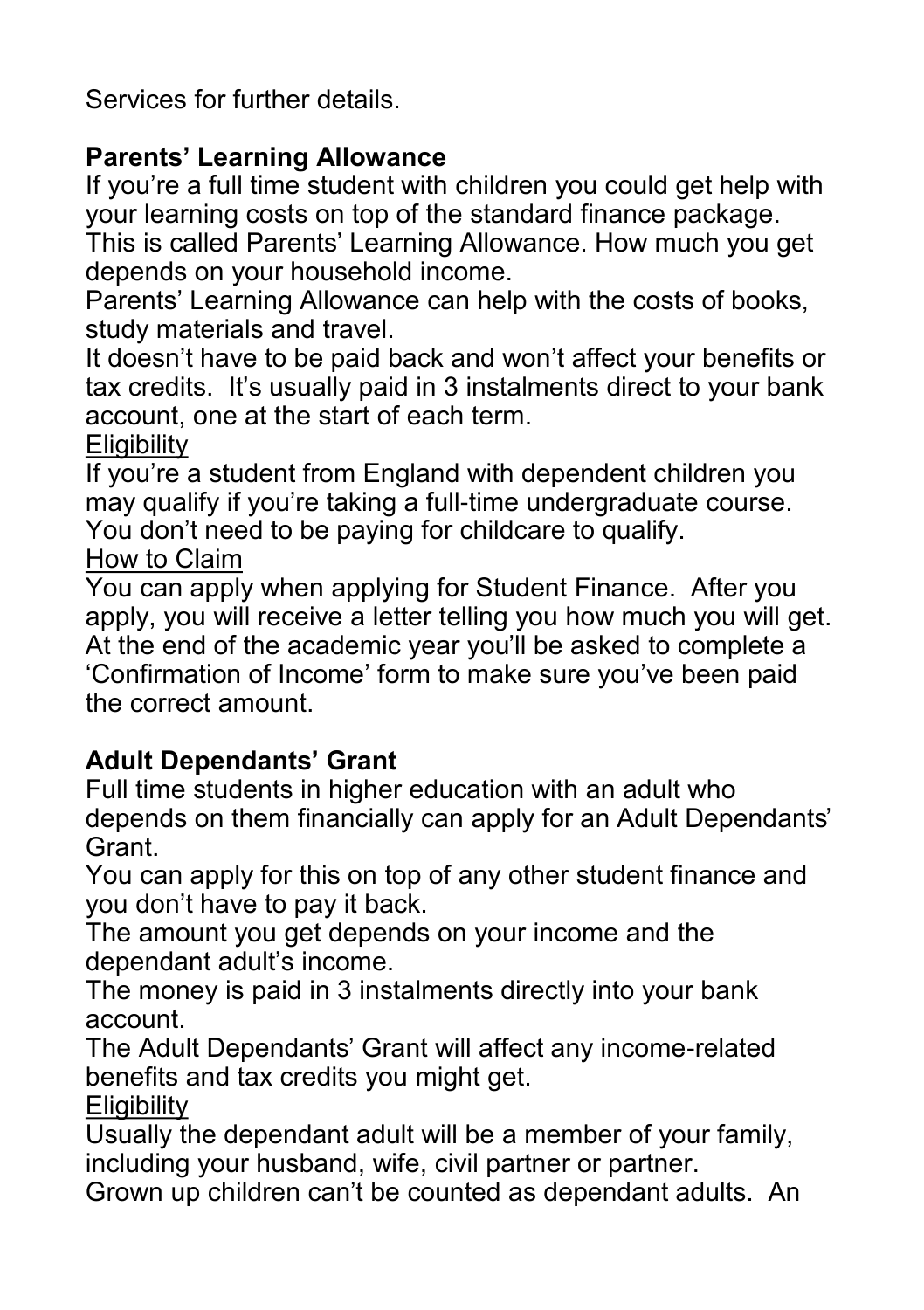Services for further details.

## Parents' Learning Allowance

If you're a full time student with children you could get help with your learning costs on top of the standard finance package. This is called Parents' Learning Allowance. How much you get depends on your household income.

Parents' Learning Allowance can help with the costs of books, study materials and travel.

It doesn't have to be paid back and won't affect your benefits or tax credits. It's usually paid in 3 instalments direct to your bank account, one at the start of each term.

Eligibility

If you're a student from England with dependent children you may qualify if you're taking a full-time undergraduate course. You don't need to be paying for childcare to qualify.

How to Claim

You can apply when applying for Student Finance. After you apply, you will receive a letter telling you how much you will get. At the end of the academic year you'll be asked to complete a 'Confirmation of Income' form to make sure you've been paid the correct amount.

## Adult Dependants' Grant

Full time students in higher education with an adult who depends on them financially can apply for an Adult Dependants' Grant.

You can apply for this on top of any other student finance and you don't have to pay it back.

The amount you get depends on your income and the dependant adult's income.

The money is paid in 3 instalments directly into your bank account.

The Adult Dependants' Grant will affect any income-related benefits and tax credits you might get.

Eligibility

Usually the dependant adult will be a member of your family, including your husband, wife, civil partner or partner.

Grown up children can't be counted as dependant adults. An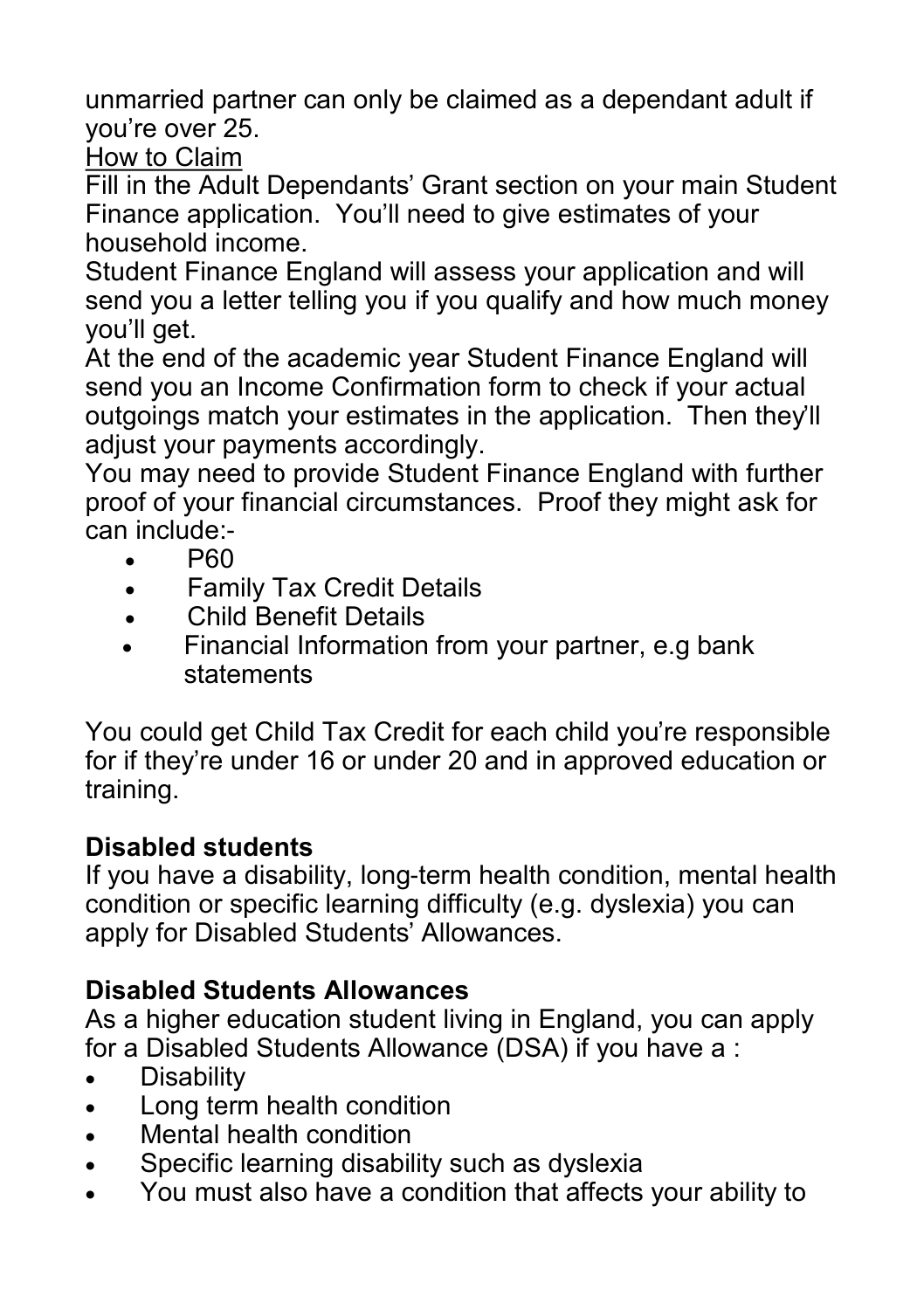unmarried partner can only be claimed as a dependant adult if you're over 25.

How to Claim

Fill in the Adult Dependants' Grant section on your main Student Finance application. You'll need to give estimates of your household income.

Student Finance England will assess your application and will send you a letter telling you if you qualify and how much money you'll get.

At the end of the academic year Student Finance England will send you an Income Confirmation form to check if your actual outgoings match your estimates in the application. Then they'll adjust your payments accordingly.

You may need to provide Student Finance England with further proof of your financial circumstances. Proof they might ask for can include:-

- P60
- Family Tax Credit Details
- Child Benefit Details
- Financial Information from your partner, e.g bank statements

You could get Child Tax Credit for each child you're responsible for if they're under 16 or under 20 and in approved education or training.

**Disabled students**

If you have a disability, long-term health condition, mental health condition or specific learning difficulty (e.g. dyslexia) you can apply for Disabled Students' Allowances.

**Disabled Students Allowances**

As a higher education student living in England, you can apply for a Disabled Students Allowance (DSA) if you have a :

- Disability
- Long term health condition
- Mental health condition
- Specific learning disability such as dyslexia
- You must also have a condition that affects your ability to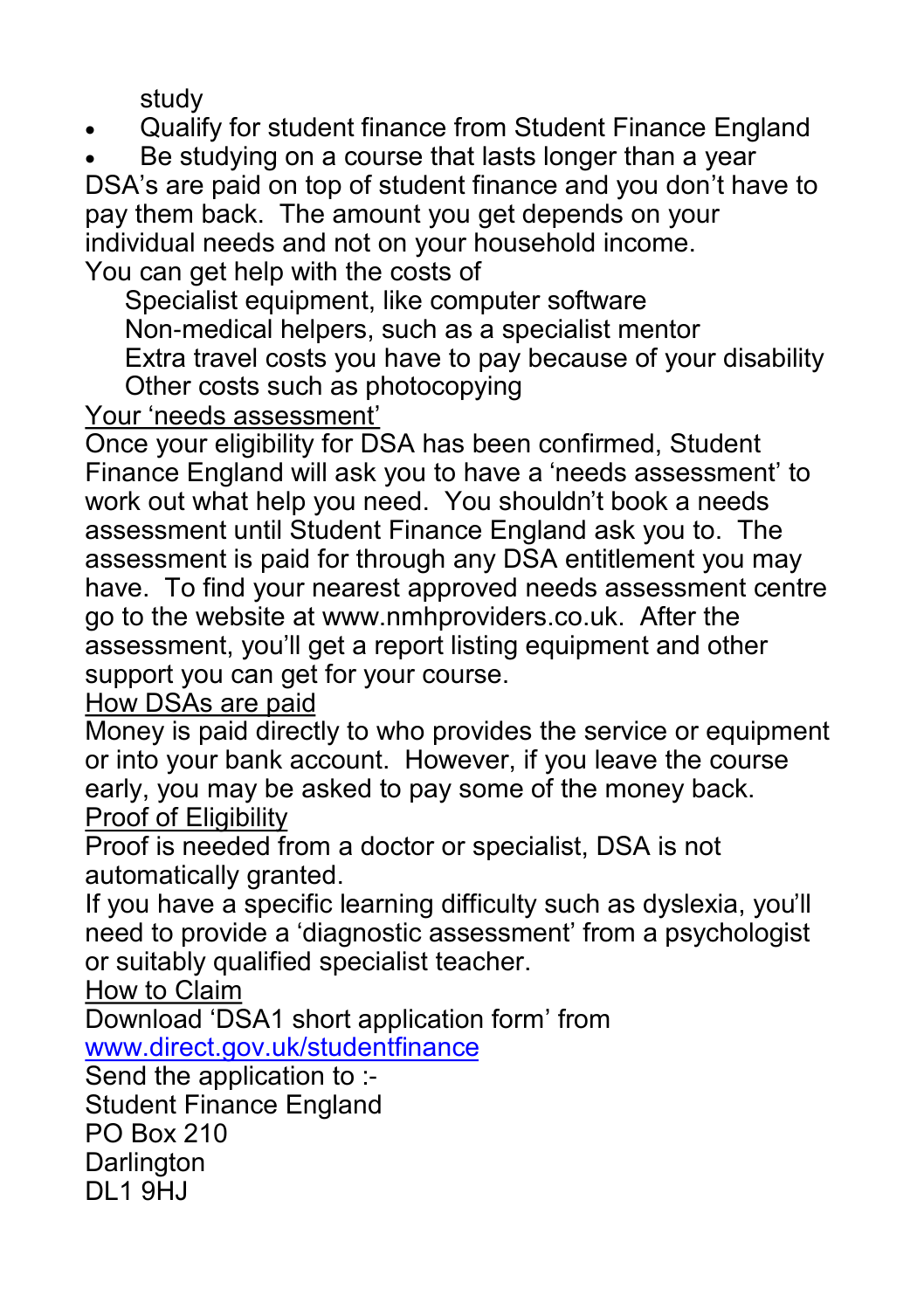study

- Qualify for student finance from Student Finance England
- Be studying on a course that lasts longer than a year

DSA's are paid on top of student finance and you don't have to pay them back. The amount you get depends on your individual needs and not on your household income.

You can get help with the costs of

- Specialist equipment, like computer software
- Non-medical helpers, such as a specialist mentor
- Extra travel costs you have to pay because of your disability
- Other costs such as photocopying

<u>Your 'needs assessment'</u>

Once your eligibility for DSA has been confirmed, Student Finance England will ask you to have a 'needs assessment' to work out what help you need. You shouldn't book a needs assessment until Student Finance England ask you to. The assessment is paid for through any DSA entitlement you may have. To find your nearest approved needs assessment centre go to the website at www.nmhproviders.co.uk. After the assessment, you'll get a report listing equipment and other support you can get for your course.

<u>How DSAs are paid</u>

Money is paid directly to who provides the service or equipment or into your bank account. However, if you leave the course early, you may be asked to pay some of the money back.

<u>Proof of Eligibility</u>

Proof is needed from a doctor or specialist, DSA is not automatically granted.

If you have a specific learning difficulty such as dyslexia, you'll need to provide a 'diagnostic assessment' from a psychologist or suitably qualified specialist teacher.

<u>How to Claim</u>

Download 'DSA1 short application form' from [www.direct.gov.uk/studentfinance](http://www.direct.gov.uk/studentfinance)

Send the application to :-

Student Finance England  
PO Box 210  
Darlington  
DL1 9HJ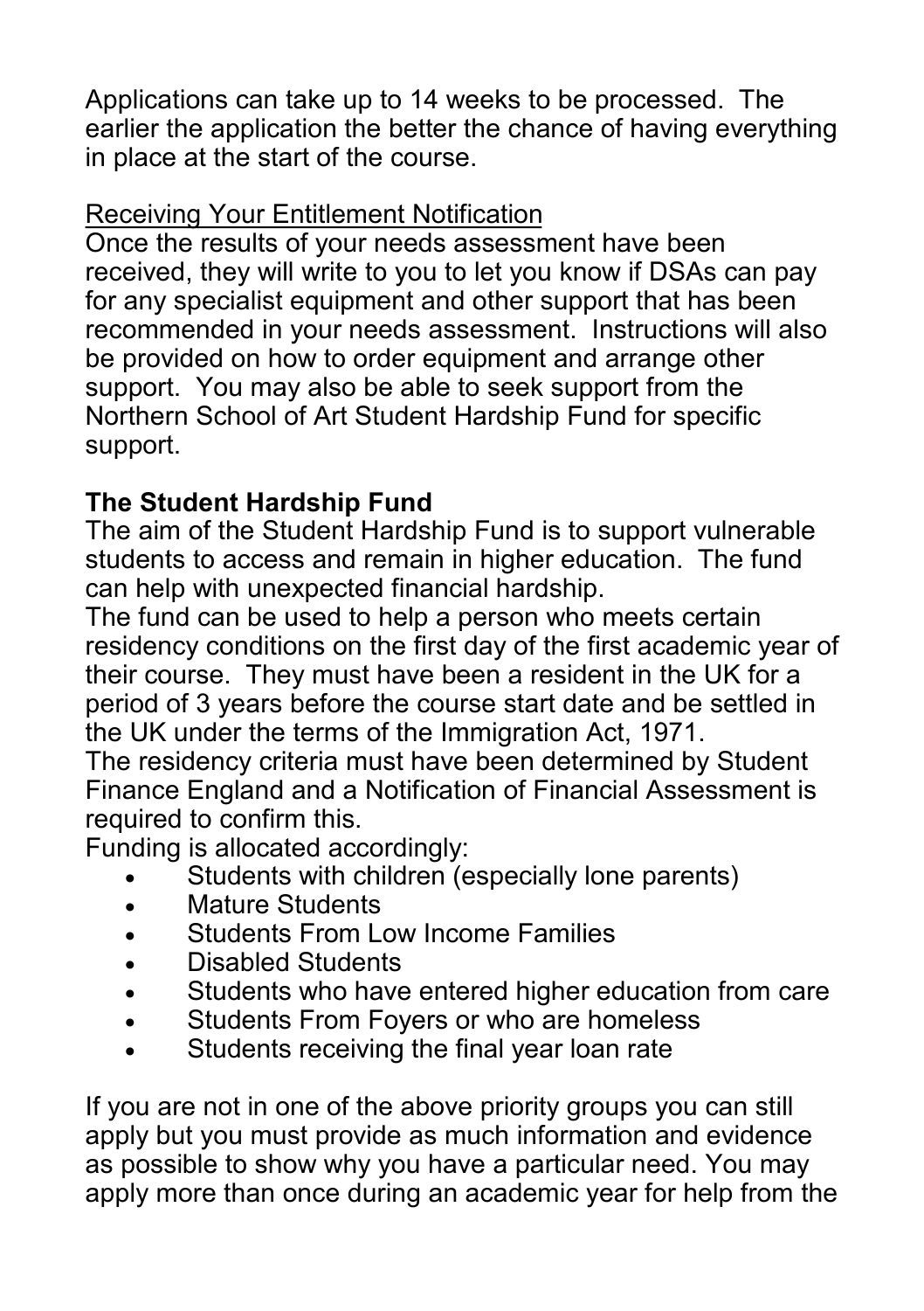Applications can take up to 14 weeks to be processed. The earlier the application the better the chance of having everything in place at the start of the course.

<u>Receiving Your Entitlement Notification</u>

Once the results of your needs assessment have been received, they will write to you to let you know if DSAs can pay for any specialist equipment and other support that has been recommended in your needs assessment. Instructions will also be provided on how to order equipment and arrange other support. You may also be able to seek support from the Northern School of Art Student Hardship Fund for specific support.

**The Student Hardship Fund**

The aim of the Student Hardship Fund is to support vulnerable students to access and remain in higher education. The fund can help with unexpected financial hardship.

The fund can be used to help a person who meets certain residency conditions on the first day of the first academic year of their course. They must have been a resident in the UK for a period of 3 years before the course start date and be settled in the UK under the terms of the Immigration Act, 1971.

The residency criteria must have been determined by Student Finance England and a Notification of Financial Assessment is required to confirm this.

Funding is allocated accordingly:

- Students with children (especially lone parents)
- Mature Students
- Students From Low Income Families
- Disabled Students
- Students who have entered higher education from care
- Students From Foyers or who are homeless
- Students receiving the final year loan rate

If you are not in one of the above priority groups you can still apply but you must provide as much information and evidence as possible to show why you have a particular need. You may apply more than once during an academic year for help from the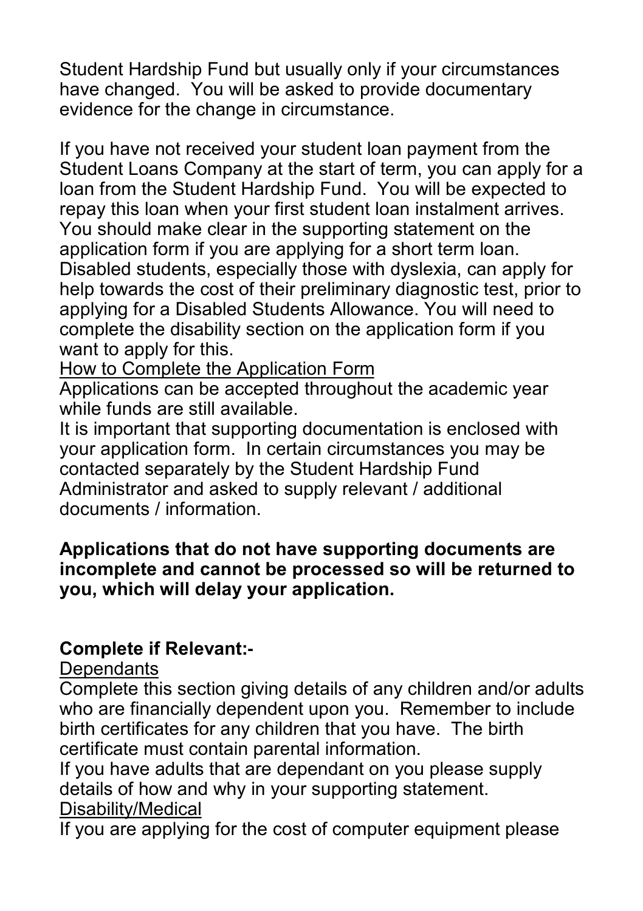Student Hardship Fund but usually only if your circumstances have changed. You will be asked to provide documentary evidence for the change in circumstance.

If you have not received your student loan payment from the Student Loans Company at the start of term, you can apply for a loan from the Student Hardship Fund. You will be expected to repay this loan when your first student loan instalment arrives. You should make clear in the supporting statement on the application form if you are applying for a short term loan. Disabled students, especially those with dyslexia, can apply for help towards the cost of their preliminary diagnostic test, prior to applying for a Disabled Students Allowance. You will need to complete the disability section on the application form if you want to apply for this.

<u>How to Complete the Application Form</u>

Applications can be accepted throughout the academic year while funds are still available.

It is important that supporting documentation is enclosed with your application form. In certain circumstances you may be contacted separately by the Student Hardship Fund Administrator and asked to supply relevant / additional documents / information.

**Applications that do not have supporting documents are incomplete and cannot be processed so will be returned to you, which will delay your application.**

**Complete if Relevant:-**

<u>Dependants</u>

Complete this section giving details of any children and/or adults who are financially dependent upon you. Remember to include birth certificates for any children that you have. The birth certificate must contain parental information.

If you have adults that are dependant on you please supply details of how and why in your supporting statement.

<u>Disability/Medical</u>

If you are applying for the cost of computer equipment please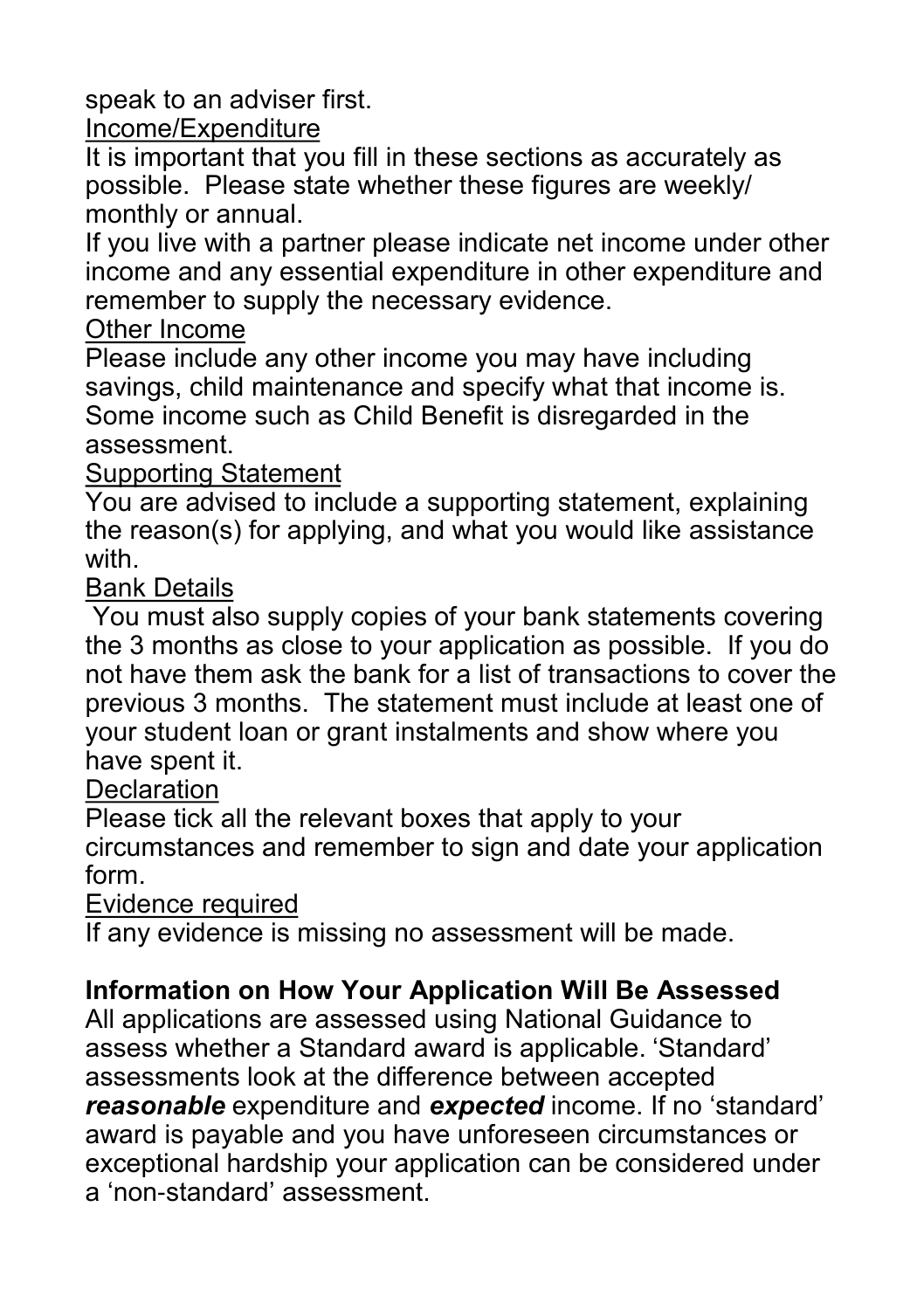speak to an adviser first.

Income/Expenditure

It is important that you fill in these sections as accurately as possible. Please state whether these figures are weekly/ monthly or annual.

If you live with a partner please indicate net income under other income and any essential expenditure in other expenditure and remember to supply the necessary evidence.

Other Income

Please include any other income you may have including savings, child maintenance and specify what that income is. Some income such as Child Benefit is disregarded in the assessment.

Supporting Statement

You are advised to include a supporting statement, explaining the reason(s) for applying, and what you would like assistance with.

Bank Details

You must also supply copies of your bank statements covering the 3 months as close to your application as possible. If you do not have them ask the bank for a list of transactions to cover the previous 3 months. The statement must include at least one of your student loan or grant instalments and show where you have spent it.

Declaration

Please tick all the relevant boxes that apply to your circumstances and remember to sign and date your application form.

Evidence required

If any evidence is missing no assessment will be made.

**Information on How Your Application Will Be Assessed**

All applications are assessed using National Guidance to assess whether a Standard award is applicable. 'Standard' assessments look at the difference between accepted ***reasonable*** expenditure and ***expected*** income. If no 'standard' award is payable and you have unforeseen circumstances or exceptional hardship your application can be considered under a 'non-standard' assessment.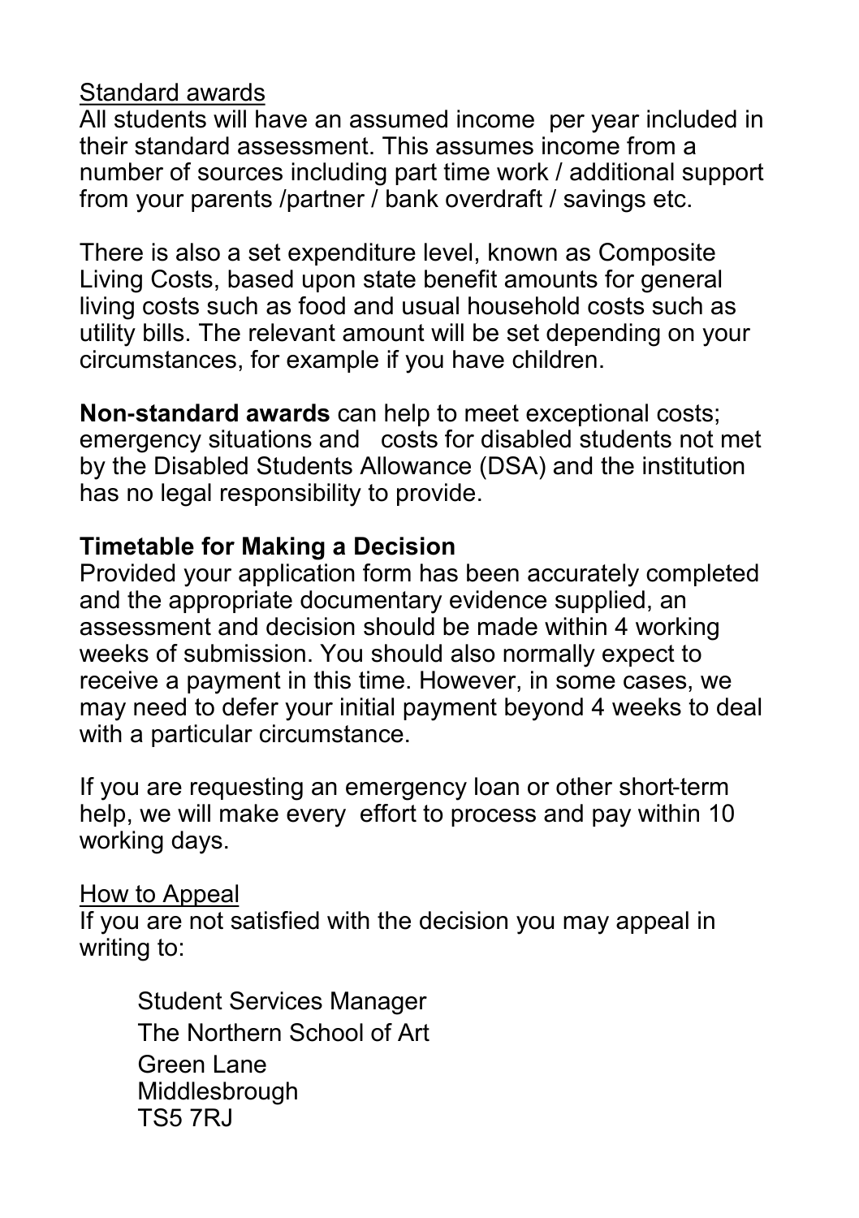Standard awards

All students will have an assumed income per year included in their standard assessment. This assumes income from a number of sources including part time work / additional support from your parents /partner / bank overdraft / savings etc.

There is also a set expenditure level, known as Composite Living Costs, based upon state benefit amounts for general living costs such as food and usual household costs such as utility bills. The relevant amount will be set depending on your circumstances, for example if you have children.

**Non-standard awards** can help to meet exceptional costs; emergency situations and costs for disabled students not met by the Disabled Students Allowance (DSA) and the institution has no legal responsibility to provide.

**Timetable for Making a Decision**

Provided your application form has been accurately completed and the appropriate documentary evidence supplied, an assessment and decision should be made within 4 working weeks of submission. You should also normally expect to receive a payment in this time. However, in some cases, we may need to defer your initial payment beyond 4 weeks to deal with a particular circumstance.

If you are requesting an emergency loan or other short-term help, we will make every effort to process and pay within 10 working days.

How to Appeal

If you are not satisfied with the decision you may appeal in writing to:

Student Services Manager
The Northern School of Art
Green Lane
Middlesbrough
TS5 7RJ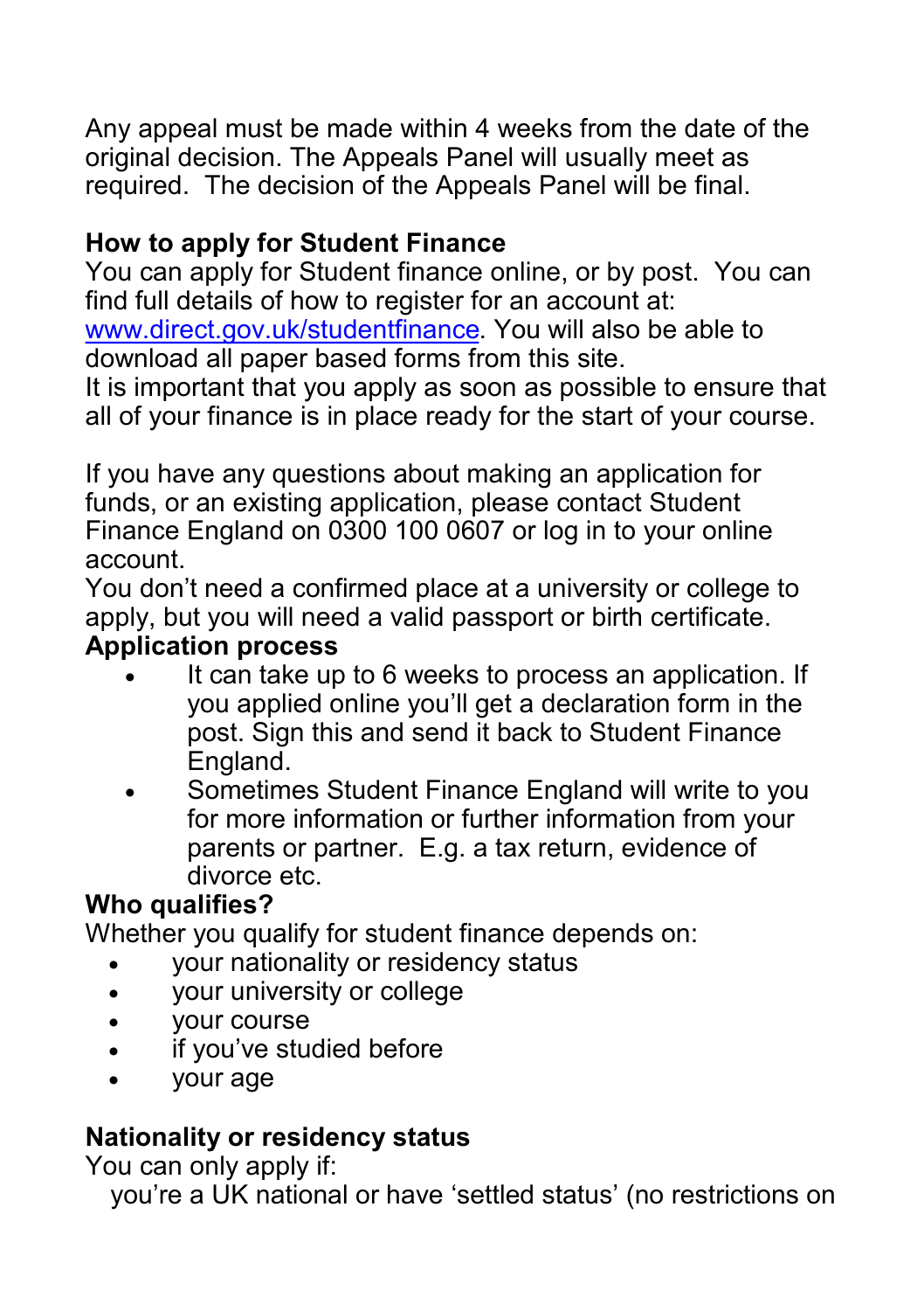Any appeal must be made within 4 weeks from the date of the original decision. The Appeals Panel will usually meet as required. The decision of the Appeals Panel will be final.

**How to apply for Student Finance**

You can apply for Student finance online, or by post. You can find full details of how to register for an account at: www.direct.gov.uk/studentfinance. You will also be able to download all paper based forms from this site.

It is important that you apply as soon as possible to ensure that all of your finance is in place ready for the start of your course.

If you have any questions about making an application for funds, or an existing application, please contact Student Finance England on 0300 100 0607 or log in to your online account.

You don't need a confirmed place at a university or college to apply, but you will need a valid passport or birth certificate.

**Application process**

- It can take up to 6 weeks to process an application. If you applied online you'll get a declaration form in the post. Sign this and send it back to Student Finance England.
- Sometimes Student Finance England will write to you for more information or further information from your parents or partner. E.g. a tax return, evidence of divorce etc.

**Who qualifies?**

Whether you qualify for student finance depends on:

- your nationality or residency status
- your university or college
- your course
- if you've studied before
- your age

**Nationality or residency status**

You can only apply if:

you're a UK national or have 'settled status' (no restrictions on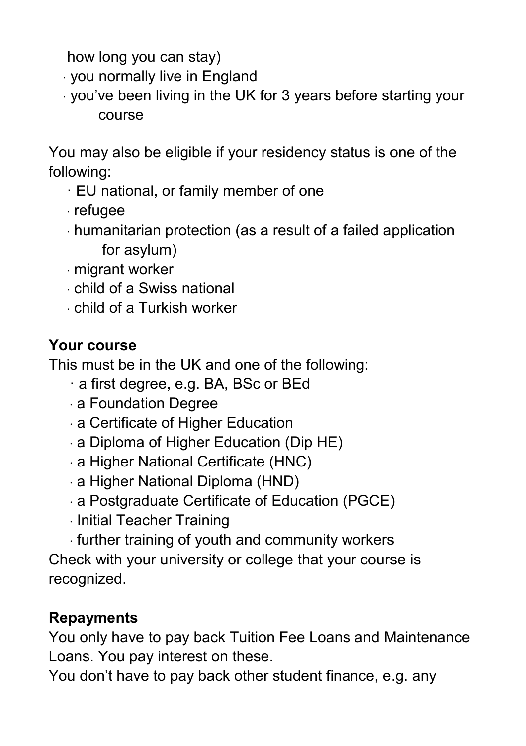how long you can stay)

- you normally live in England
- you've been living in the UK for 3 years before starting your course

You may also be eligible if your residency status is one of the following:

- EU national, or family member of one
- refugee
- humanitarian protection (as a result of a failed application for asylum)
- migrant worker
- child of a Swiss national
- child of a Turkish worker

**Your course**

This must be in the UK and one of the following:

- a first degree, e.g. BA, BSc or BEd
- a Foundation Degree
- a Certificate of Higher Education
- a Diploma of Higher Education (Dip HE)
- a Higher National Certificate (HNC)
- a Higher National Diploma (HND)
- a Postgraduate Certificate of Education (PGCE)
- Initial Teacher Training
- further training of youth and community workers

Check with your university or college that your course is recognized.

**Repayments**

You only have to pay back Tuition Fee Loans and Maintenance Loans. You pay interest on these.

You don't have to pay back other student finance, e.g. any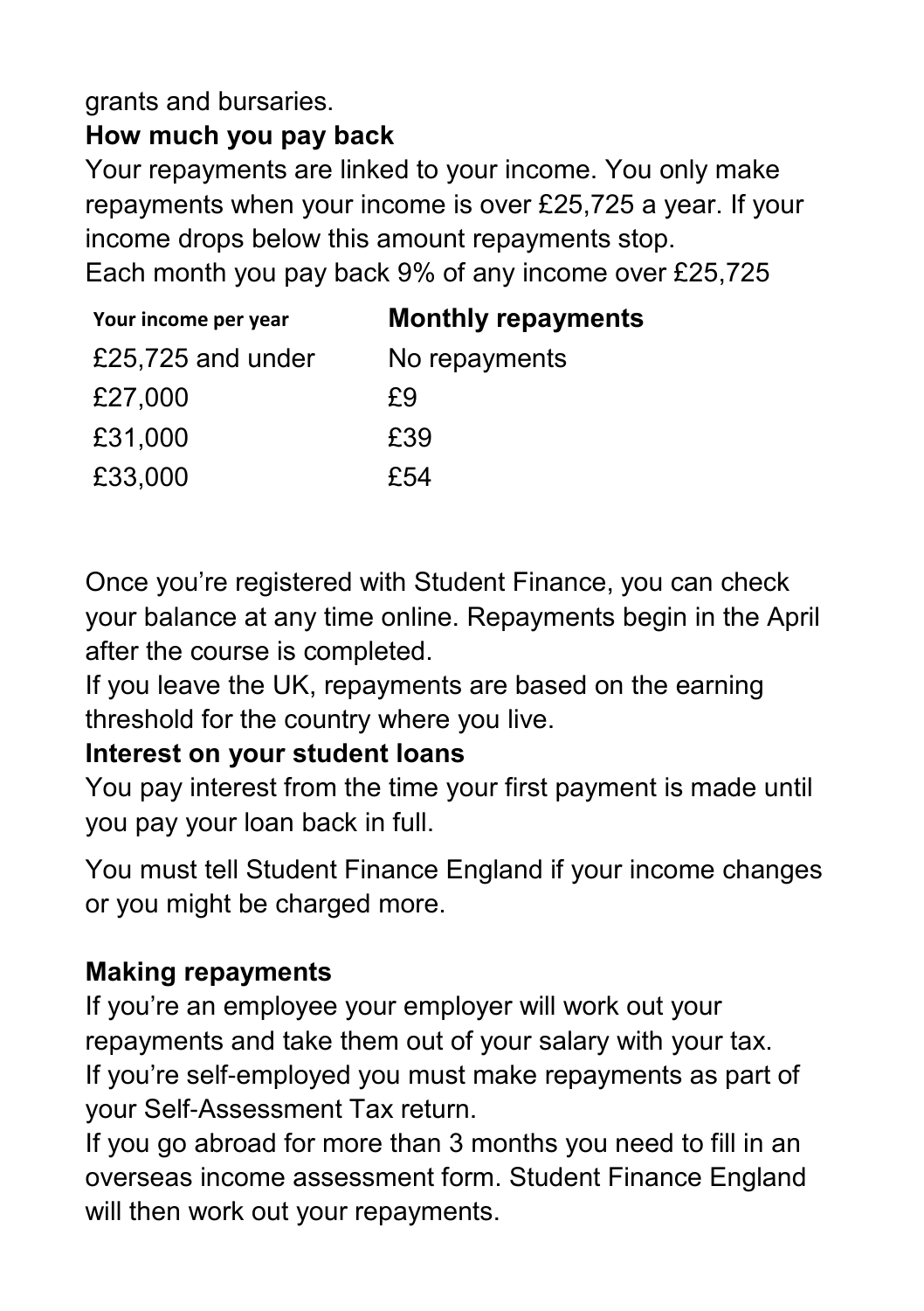grants and bursaries.

**How much you pay back**

Your repayments are linked to your income. You only make repayments when your income is over £25,725 a year. If your income drops below this amount repayments stop.

Each month you pay back 9% of any income over £25,725

| Your income per year | Monthly repayments |
| --- | --- |
| £25,725 and under | No repayments |
| £27,000 | £9 |
| £31,000 | £39 |
| £33,000 | £54 |

Once you're registered with Student Finance, you can check your balance at any time online. Repayments begin in the April after the course is completed.

If you leave the UK, repayments are based on the earning threshold for the country where you live.

**Interest on your student loans**

You pay interest from the time your first payment is made until you pay your loan back in full.

You must tell Student Finance England if your income changes or you might be charged more.

**Making repayments**

If you're an employee your employer will work out your repayments and take them out of your salary with your tax.

If you're self-employed you must make repayments as part of your Self-Assessment Tax return.

If you go abroad for more than 3 months you need to fill in an overseas income assessment form. Student Finance England will then work out your repayments.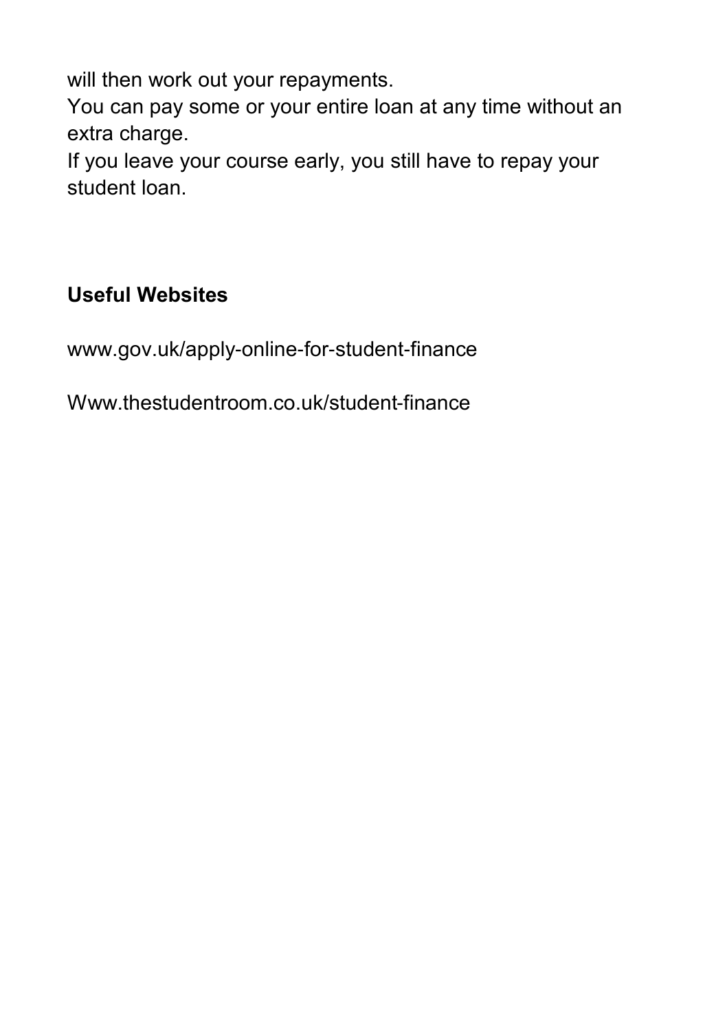will then work out your repayments.

You can pay some or your entire loan at any time without an extra charge.

If you leave your course early, you still have to repay your student loan.

**Useful Websites**

www.gov.uk/apply-online-for-student-finance

Www.thestudentroom.co.uk/student-finance